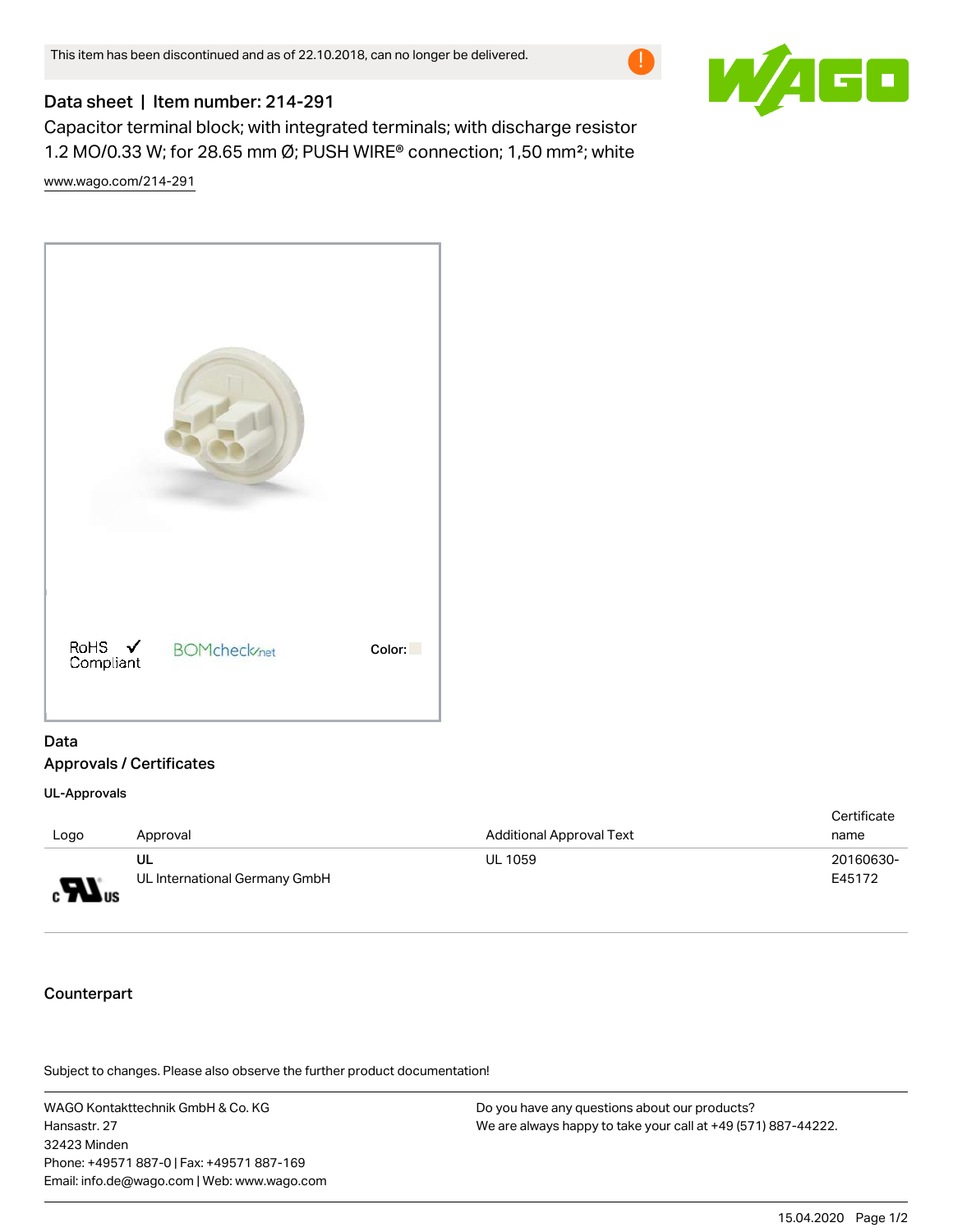This item has been discontinued and as of 22.10.2018, can no longer be delivered.

# Data sheet | Item number: 214-291

Capacitor terminal block; with integrated terminals; with discharge resistor 1.2 MΩ/0.33 W; for 28.65 mm Ø; PUSH WIRE® connection; 1,50 mm²; white

www.wago.com/214-291

RoHS ✓ Compliant    BOMcheck.net    Color:

## Data

### Approvals / Certificates

#### UL-Approvals

| Logo | Approval | Additional Approval Text | Certificate name |
| --- | --- | --- | --- |
| cULus | UL<br>UL International Germany GmbH | UL 1059 | 20160630-E45172 |

### Counterpart

Subject to changes. Please also observe the further product documentation!

WAGO Kontakttechnik GmbH & Co. KG
Hansastr. 27
32423 Minden
Phone: +49571 887-0 | Fax: +49571 887-169
Email: info.de@wago.com | Web: www.wago.com

Do you have any questions about our products?
We are always happy to take your call at +49 (571) 887-44222.

15.04.2020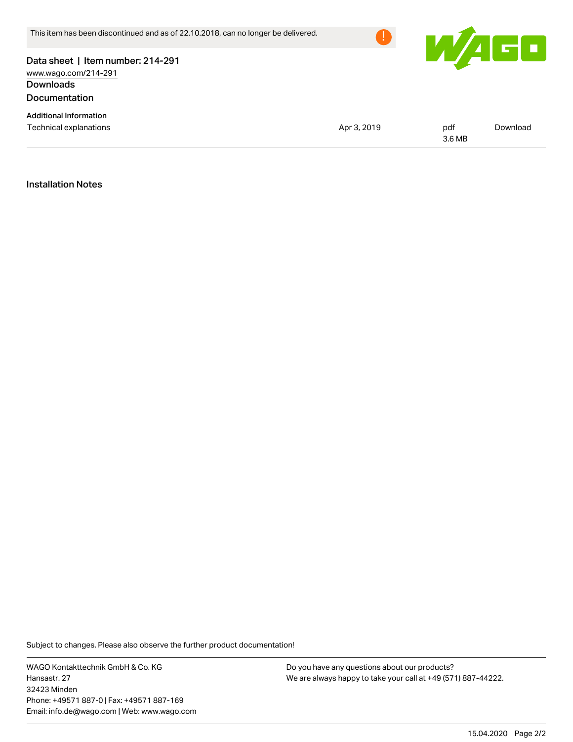This item has been discontinued and as of 22.10.2018, can no longer be delivered.

Data sheet | Item number: 214-291

www.wago.com/214-291

## Downloads

### Documentation

**Additional Information**

| | | | |
|---|---|---|---|
| Technical explanations | Apr 3, 2019 | pdf<br>3.6 MB | Download |

## Installation Notes

Subject to changes. Please also observe the further product documentation!

WAGO Kontakttechnik GmbH & Co. KG
Hansastr. 27
32423 Minden
Phone: +49571 887-0 | Fax: +49571 887-169
Email: info.de@wago.com | Web: www.wago.com

Do you have any questions about our products?
We are always happy to take your call at +49 (571) 887-44222.

15.04.2020